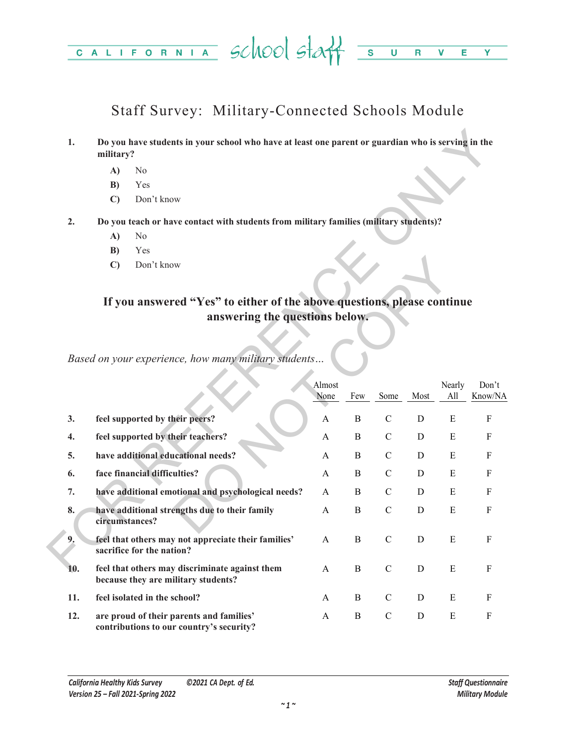# Staff Survey: Military-Connected Schools Module

**1. Do you have students in your school who have at least one parent or guardian who is serving in the military?**

- **A)** No
- **B)** Yes
- **C)** Don't know

**2. Do you teach or have contact with students from military families (military students)?**

- **A)** No
- **B)** Yes
- **C)** Don't know

## If you answered "Yes" to either of the above questions, please continue answering the questions below.

*Based on your experience, how many military students…*

| | | Almost None | Few | Some | Most | Nearly All | Don't Know/NA |
|---|---|---|---|---|---|---|---|
| **3.** | **feel supported by their peers?** | A | B | C | D | E | F |
| **4.** | **feel supported by their teachers?** | A | B | C | D | E | F |
| **5.** | **have additional educational needs?** | A | B | C | D | E | F |
| **6.** | **face financial difficulties?** | A | B | C | D | E | F |
| **7.** | **have additional emotional and psychological needs?** | A | B | C | D | E | F |
| **8.** | **have additional strengths due to their family circumstances?** | A | B | C | D | E | F |
| **9.** | **feel that others may not appreciate their families' sacrifice for the nation?** | A | B | C | D | E | F |
| **10.** | **feel that others may discriminate against them because they are military students?** | A | B | C | D | E | F |
| **11.** | **feel isolated in the school?** | A | B | C | D | E | F |
| **12.** | **are proud of their parents and families' contributions to our country's security?** | A | B | C | D | E | F |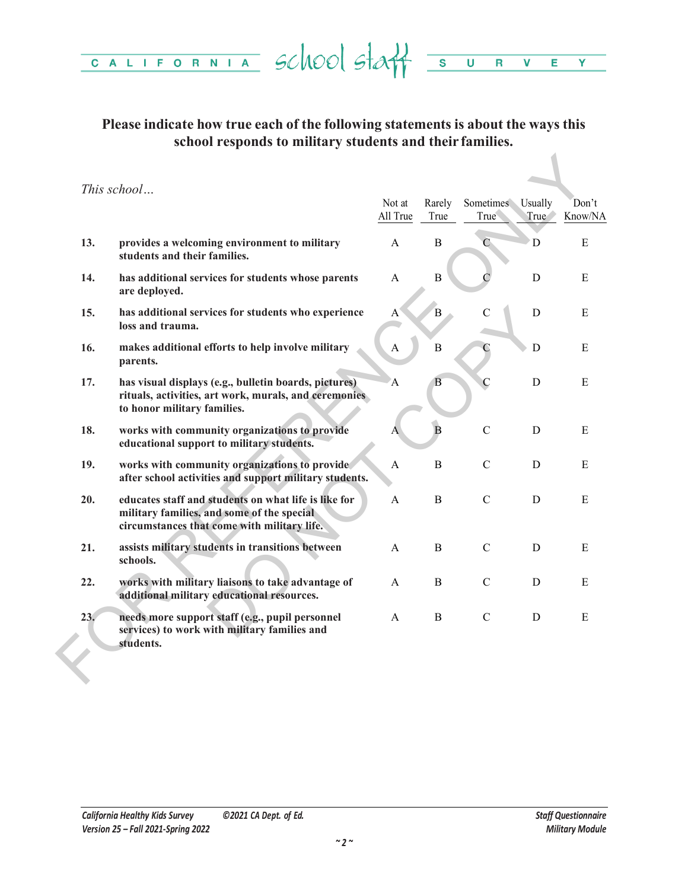**Please indicate how true each of the following statements is about the ways this school responds to military students and their families.**

*This school…*

| | | Not at All True | Rarely True | Sometimes True | Usually True | Don't Know/NA |
|---|---|---|---|---|---|---|
| 13. | **provides a welcoming environment to military students and their families.** | A | B | C | D | E |
| 14. | **has additional services for students whose parents are deployed.** | A | B | C | D | E |
| 15. | **has additional services for students who experience loss and trauma.** | A | B | C | D | E |
| 16. | **makes additional efforts to help involve military parents.** | A | B | C | D | E |
| 17. | **has visual displays (e.g., bulletin boards, pictures) rituals, activities, art work, murals, and ceremonies to honor military families.** | A | B | C | D | E |
| 18. | **works with community organizations to provide educational support to military students.** | A | B | C | D | E |
| 19. | **works with community organizations to provide after school activities and support military students.** | A | B | C | D | E |
| 20. | **educates staff and students on what life is like for military families, and some of the special circumstances that come with military life.** | A | B | C | D | E |
| 21. | **assists military students in transitions between schools.** | A | B | C | D | E |
| 22. | **works with military liaisons to take advantage of additional military educational resources.** | A | B | C | D | E |
| 23. | **needs more support staff (e.g., pupil personnel services) to work with military families and students.** | A | B | C | D | E |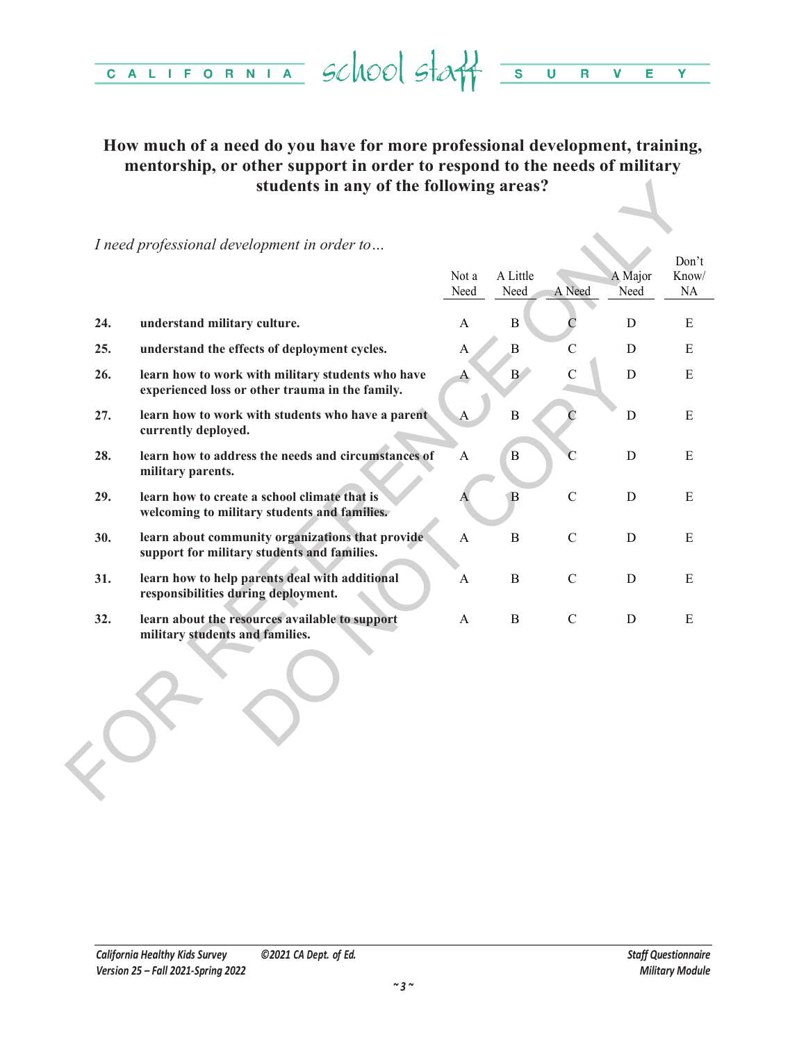## How much of a need do you have for more professional development, training, mentorship, or other support in order to respond to the needs of military students in any of the following areas?

*I need professional development in order to…*

| | | Not a Need | A Little Need | A Need | A Major Need | Don't Know/ NA |
|---|---|---|---|---|---|---|
| 24. | **understand military culture.** | A | B | C | D | E |
| 25. | **understand the effects of deployment cycles.** | A | B | C | D | E |
| 26. | **learn how to work with military students who have experienced loss or other trauma in the family.** | A | B | C | D | E |
| 27. | **learn how to work with students who have a parent currently deployed.** | A | B | C | D | E |
| 28. | **learn how to address the needs and circumstances of military parents.** | A | B | C | D | E |
| 29. | **learn how to create a school climate that is welcoming to military students and families.** | A | B | C | D | E |
| 30. | **learn about community organizations that provide support for military students and families.** | A | B | C | D | E |
| 31. | **learn how to help parents deal with additional responsibilities during deployment.** | A | B | C | D | E |
| 32. | **learn about the resources available to support military students and families.** | A | B | C | D | E |